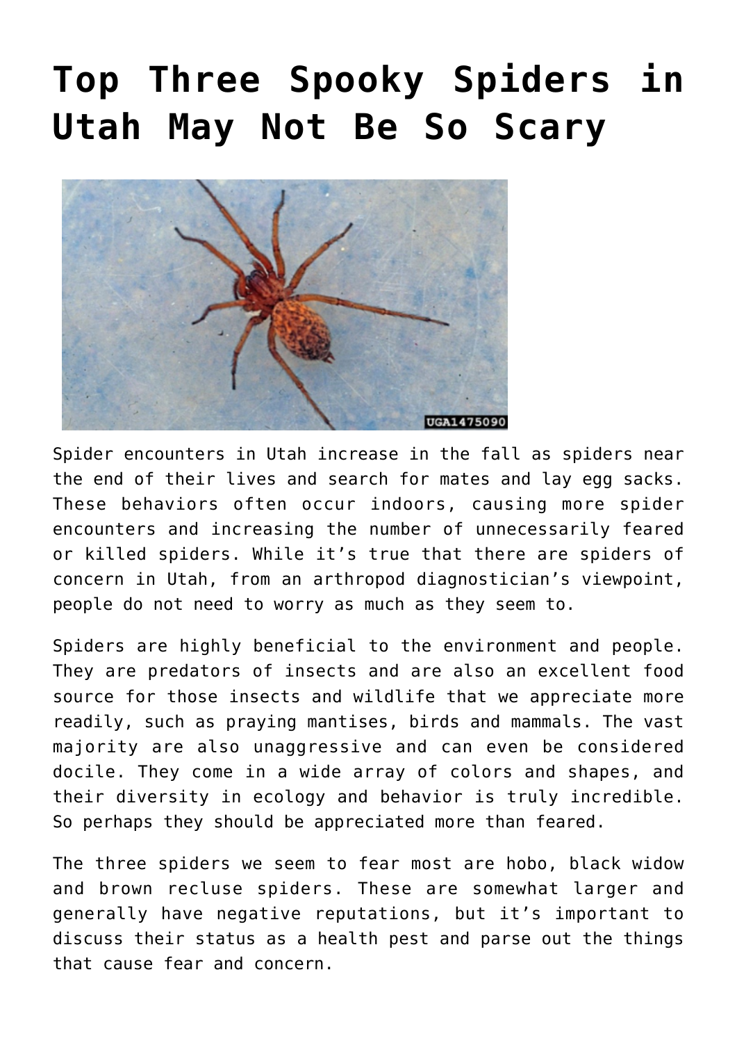# Top Three Spooky Spiders in Utah May Not Be So Scary

Spider encounters in Utah increase in the fall as spiders near the end of their lives and search for mates and lay egg sacks. These behaviors often occur indoors, causing more spider encounters and increasing the number of unnecessarily feared or killed spiders. While it's true that there are spiders of concern in Utah, from an arthropod diagnostician's viewpoint, people do not need to worry as much as they seem to.

Spiders are highly beneficial to the environment and people. They are predators of insects and are also an excellent food source for those insects and wildlife that we appreciate more readily, such as praying mantises, birds and mammals. The vast majority are also unaggressive and can even be considered docile. They come in a wide array of colors and shapes, and their diversity in ecology and behavior is truly incredible. So perhaps they should be appreciated more than feared.

The three spiders we seem to fear most are hobo, black widow and brown recluse spiders. These are somewhat larger and generally have negative reputations, but it's important to discuss their status as a health pest and parse out the things that cause fear and concern.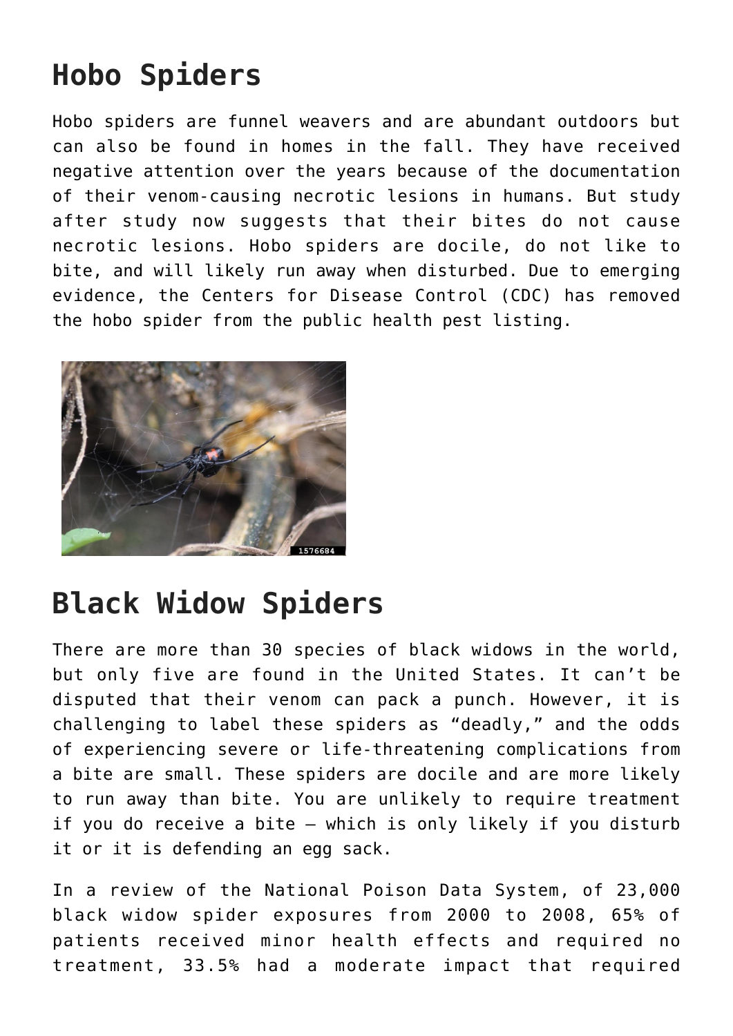## Hobo Spiders

Hobo spiders are funnel weavers and are abundant outdoors but can also be found in homes in the fall. They have received negative attention over the years because of the documentation of their venom-causing necrotic lesions in humans. But study after study now suggests that their bites do not cause necrotic lesions. Hobo spiders are docile, do not like to bite, and will likely run away when disturbed. Due to emerging evidence, the Centers for Disease Control (CDC) has removed the hobo spider from the public health pest listing.

## Black Widow Spiders

There are more than 30 species of black widows in the world, but only five are found in the United States. It can't be disputed that their venom can pack a punch. However, it is challenging to label these spiders as "deadly," and the odds of experiencing severe or life-threatening complications from a bite are small. These spiders are docile and are more likely to run away than bite. You are unlikely to require treatment if you do receive a bite – which is only likely if you disturb it or it is defending an egg sack.

In a review of the National Poison Data System, of 23,000 black widow spider exposures from 2000 to 2008, 65% of patients received minor health effects and required no treatment, 33.5% had a moderate impact that required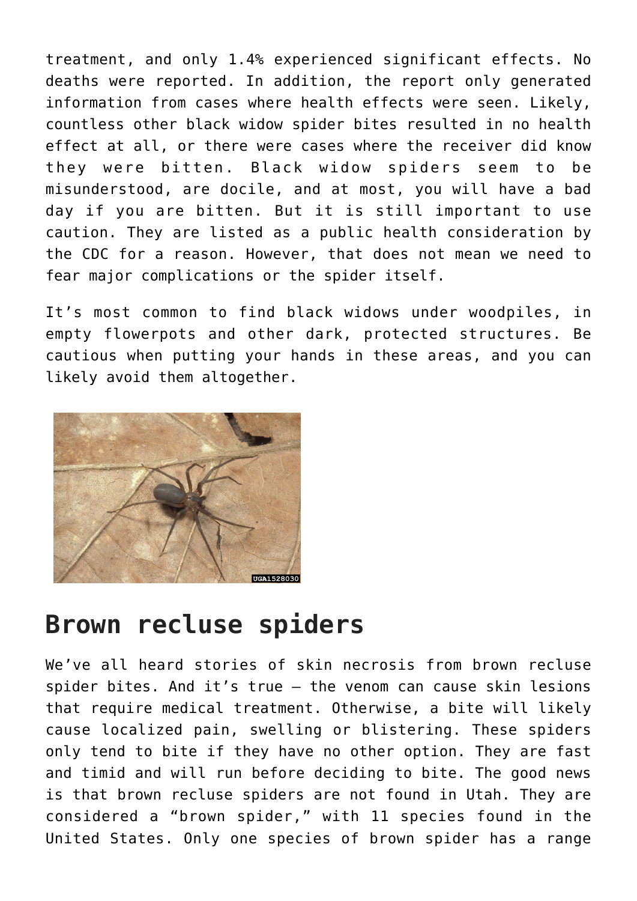treatment, and only 1.4% experienced significant effects. No deaths were reported. In addition, the report only generated information from cases where health effects were seen. Likely, countless other black widow spider bites resulted in no health effect at all, or there were cases where the receiver did know they were bitten. Black widow spiders seem to be misunderstood, are docile, and at most, you will have a bad day if you are bitten. But it is still important to use caution. They are listed as a public health consideration by the CDC for a reason. However, that does not mean we need to fear major complications or the spider itself.

It's most common to find black widows under woodpiles, in empty flowerpots and other dark, protected structures. Be cautious when putting your hands in these areas, and you can likely avoid them altogether.

## Brown recluse spiders

We've all heard stories of skin necrosis from brown recluse spider bites. And it's true – the venom can cause skin lesions that require medical treatment. Otherwise, a bite will likely cause localized pain, swelling or blistering. These spiders only tend to bite if they have no other option. They are fast and timid and will run before deciding to bite. The good news is that brown recluse spiders are not found in Utah. They are considered a "brown spider," with 11 species found in the United States. Only one species of brown spider has a range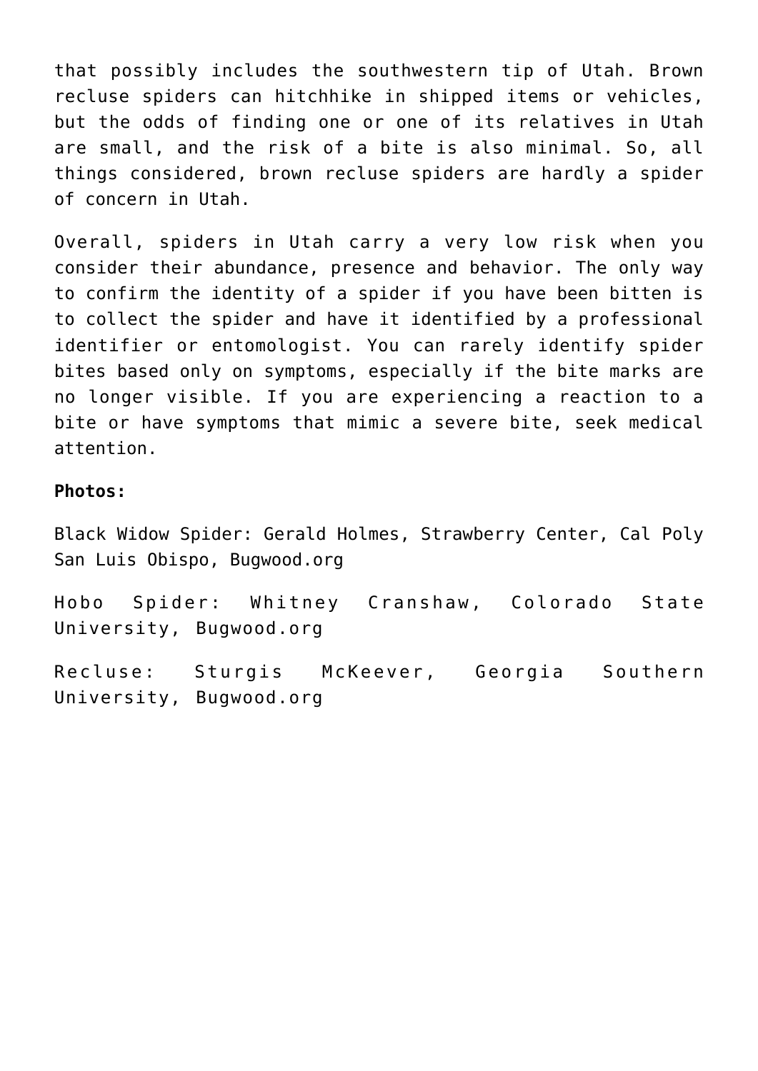that possibly includes the southwestern tip of Utah. Brown recluse spiders can hitchhike in shipped items or vehicles, but the odds of finding one or one of its relatives in Utah are small, and the risk of a bite is also minimal. So, all things considered, brown recluse spiders are hardly a spider of concern in Utah.

Overall, spiders in Utah carry a very low risk when you consider their abundance, presence and behavior. The only way to confirm the identity of a spider if you have been bitten is to collect the spider and have it identified by a professional identifier or entomologist. You can rarely identify spider bites based only on symptoms, especially if the bite marks are no longer visible. If you are experiencing a reaction to a bite or have symptoms that mimic a severe bite, seek medical attention.

**Photos:**

Black Widow Spider: Gerald Holmes, Strawberry Center, Cal Poly San Luis Obispo, Bugwood.org

Hobo Spider: Whitney Cranshaw, Colorado State University, Bugwood.org

Recluse: Sturgis McKeever, Georgia Southern University, Bugwood.org